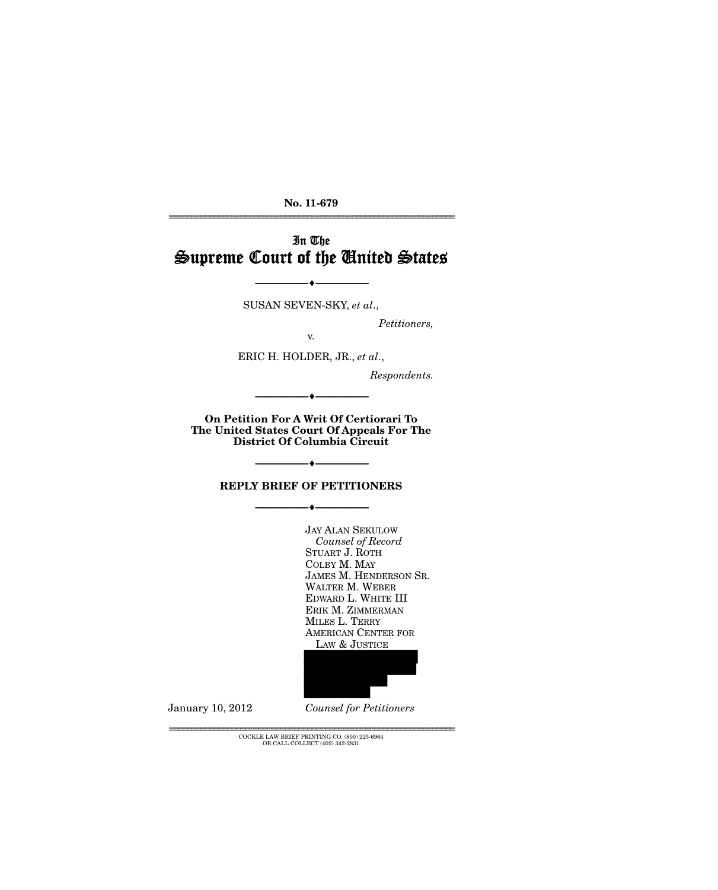No. 11-679

# In The Supreme Court of the United States

SUSAN SEVEN-SKY, *et al*.,

*Petitioners,*

v.

ERIC H. HOLDER, JR., *et al*.,

*Respondents.*

**On Petition For A Writ Of Certiorari To The United States Court Of Appeals For The District Of Columbia Circuit**

## REPLY BRIEF OF PETITIONERS

JAY ALAN SEKULOW
*Counsel of Record*
STUART J. ROTH
COLBY M. MAY
JAMES M. HENDERSON SR.
WALTER M. WEBER
EDWARD L. WHITE III
ERIK M. ZIMMERMAN
MILES L. TERRY
AMERICAN CENTER FOR LAW & JUSTICE

*Counsel for Petitioners*

January 10, 2012

COCKLE LAW BRIEF PRINTING CO. (800) 225-6964 OR CALL COLLECT (402) 342-2831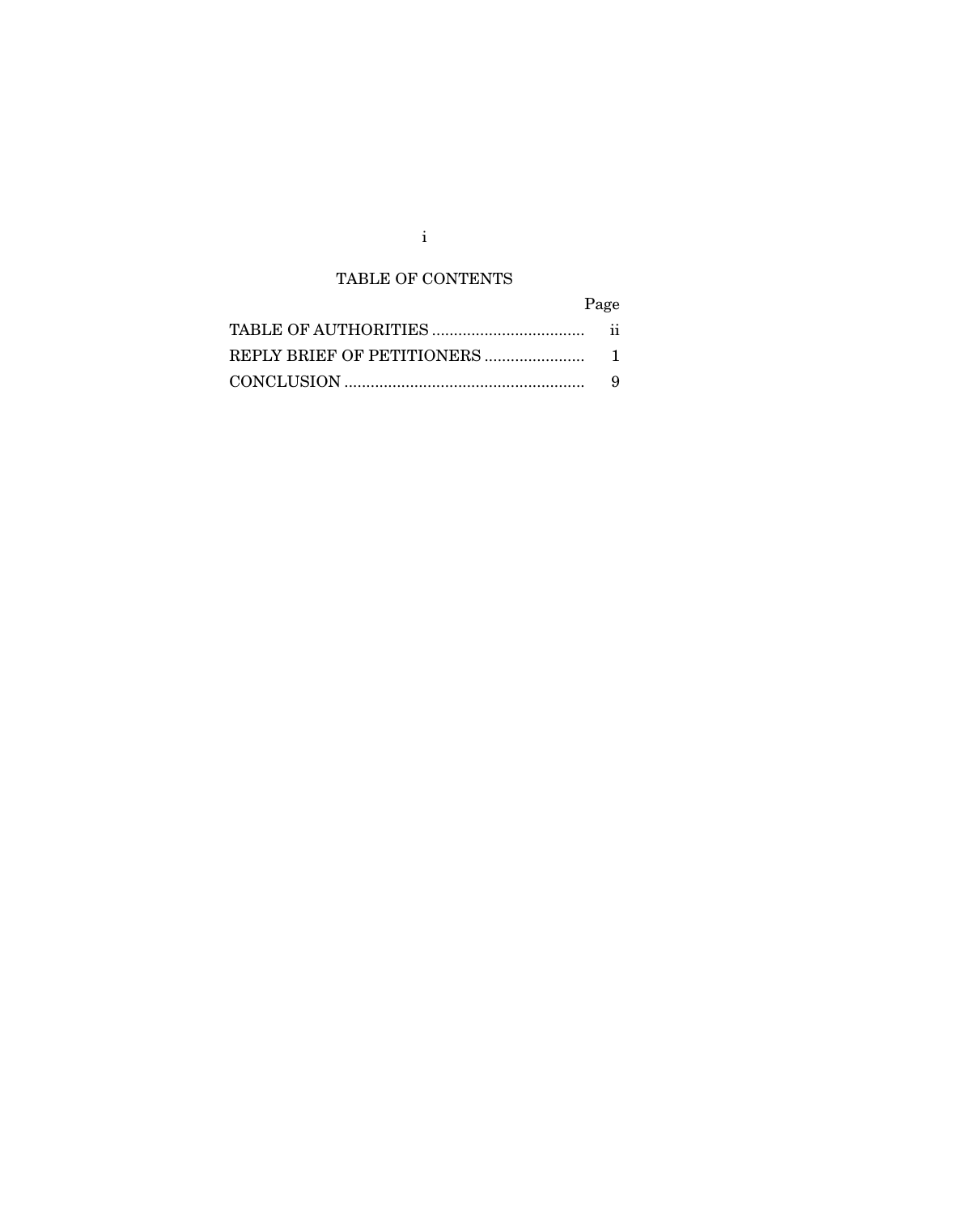## TABLE OF CONTENTS

| | Page |
|---|---|
| TABLE OF AUTHORITIES | ii |
| REPLY BRIEF OF PETITIONERS | 1 |
| CONCLUSION | 9 |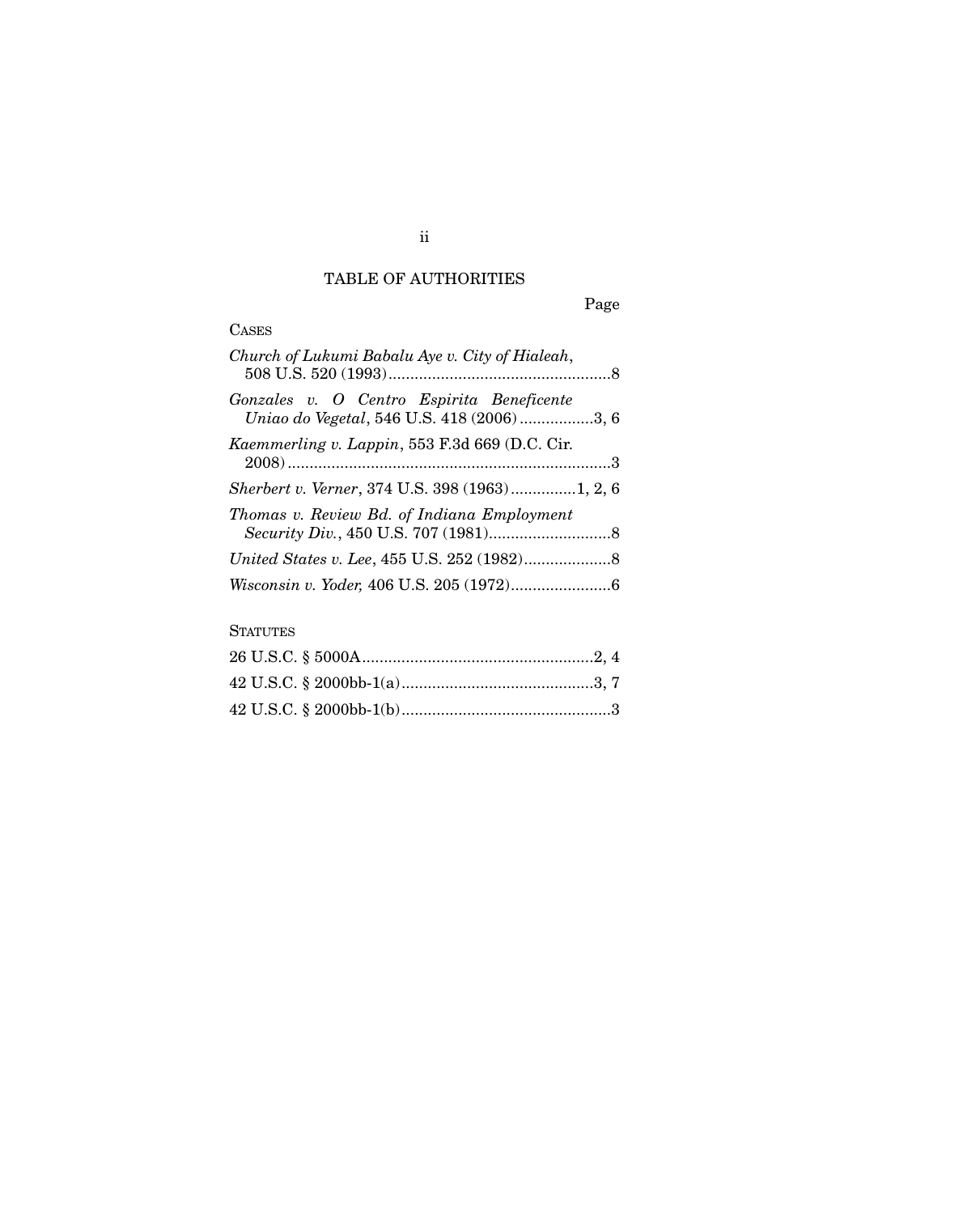# TABLE OF AUTHORITIES

Page

CASES

*Church of Lukumi Babalu Aye v. City of Hialeah*, 508 U.S. 520 (1993)....................................................8

*Gonzales v. O Centro Espirita Beneficente Uniao do Vegetal*, 546 U.S. 418 (2006).................3, 6

*Kaemmerling v. Lappin*, 553 F.3d 669 (D.C. Cir. 2008)..........................................................................3

*Sherbert v. Verner*, 374 U.S. 398 (1963)...............1, 2, 6

*Thomas v. Review Bd. of Indiana Employment Security Div.*, 450 U.S. 707 (1981)............................8

*United States v. Lee*, 455 U.S. 252 (1982)....................8

*Wisconsin v. Yoder,* 406 U.S. 205 (1972).......................6

STATUTES

26 U.S.C. § 5000A.....................................................2, 4

42 U.S.C. § 2000bb-1(a)............................................3, 7

42 U.S.C. § 2000bb-1(b)................................................3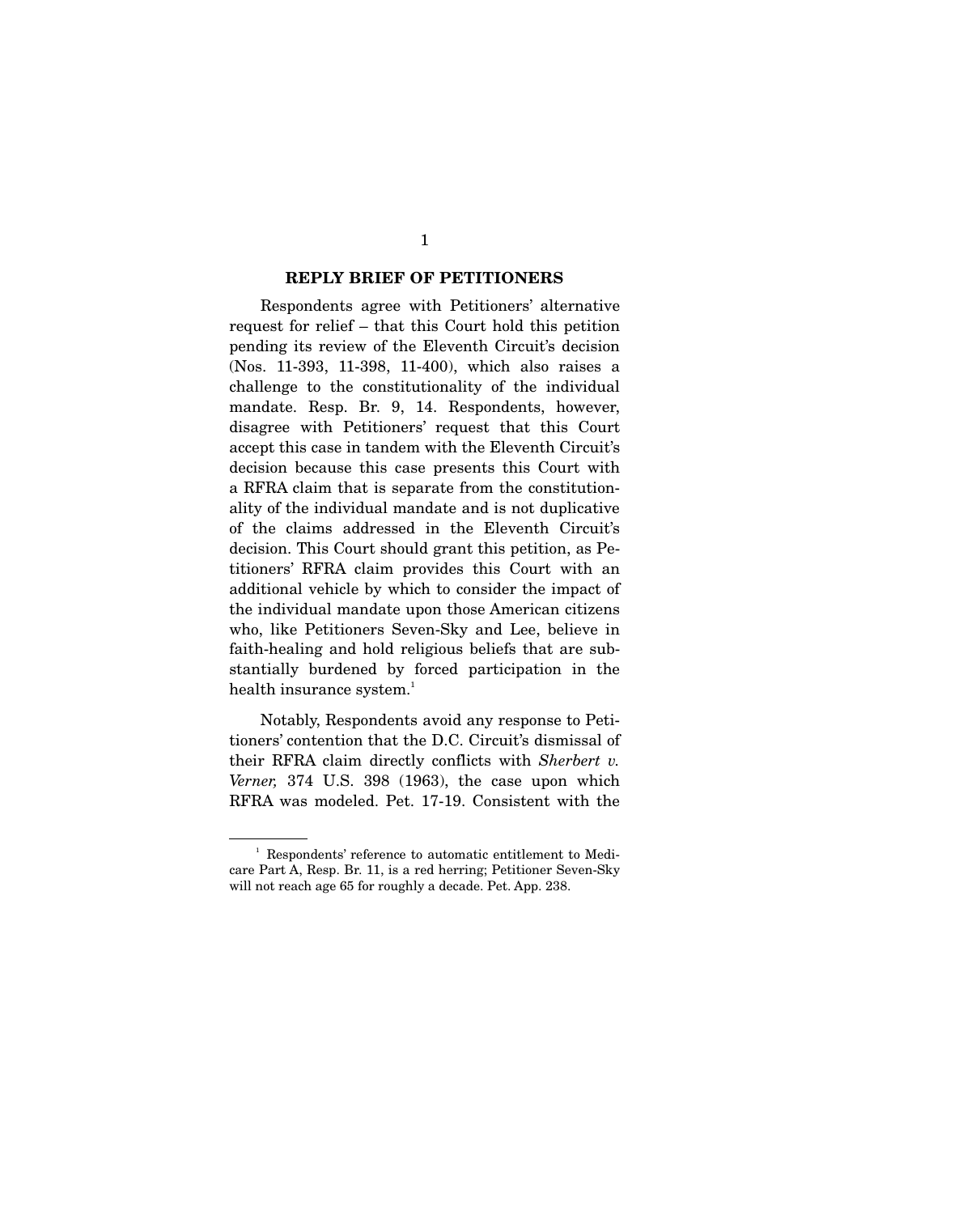## REPLY BRIEF OF PETITIONERS

Respondents agree with Petitioners' alternative request for relief – that this Court hold this petition pending its review of the Eleventh Circuit's decision (Nos. 11-393, 11-398, 11-400), which also raises a challenge to the constitutionality of the individual mandate. Resp. Br. 9, 14. Respondents, however, disagree with Petitioners' request that this Court accept this case in tandem with the Eleventh Circuit's decision because this case presents this Court with a RFRA claim that is separate from the constitutionality of the individual mandate and is not duplicative of the claims addressed in the Eleventh Circuit's decision. This Court should grant this petition, as Petitioners' RFRA claim provides this Court with an additional vehicle by which to consider the impact of the individual mandate upon those American citizens who, like Petitioners Seven-Sky and Lee, believe in faith-healing and hold religious beliefs that are substantially burdened by forced participation in the health insurance system.[1]

Notably, Respondents avoid any response to Petitioners' contention that the D.C. Circuit's dismissal of their RFRA claim directly conflicts with *Sherbert v. Verner,* 374 U.S. 398 (1963), the case upon which RFRA was modeled. Pet. 17-19. Consistent with the

---

[1] Respondents' reference to automatic entitlement to Medicare Part A, Resp. Br. 11, is a red herring; Petitioner Seven-Sky will not reach age 65 for roughly a decade. Pet. App. 238.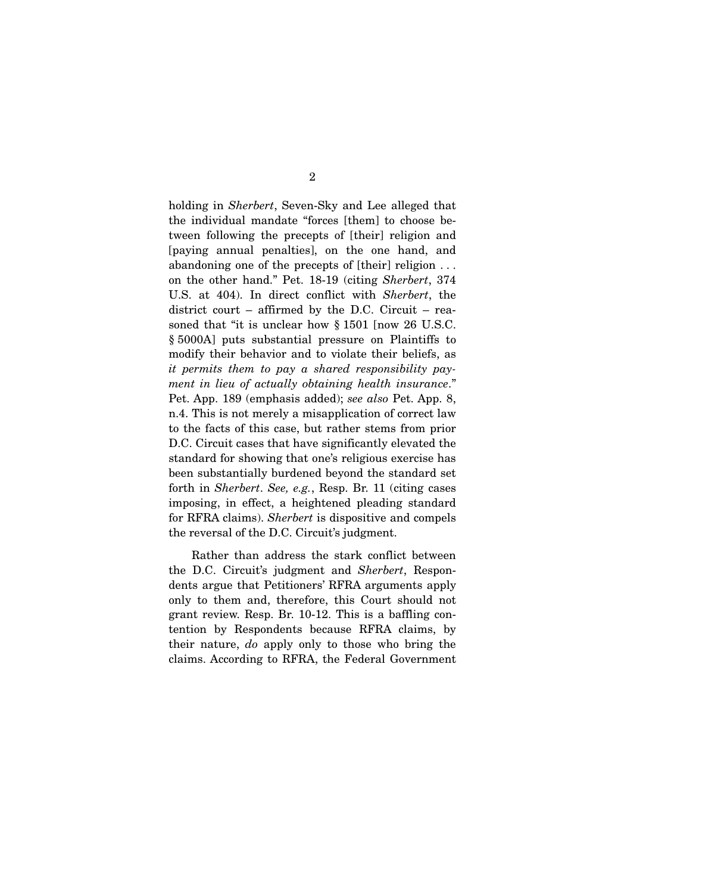holding in *Sherbert*, Seven-Sky and Lee alleged that the individual mandate "forces [them] to choose between following the precepts of [their] religion and [paying annual penalties], on the one hand, and abandoning one of the precepts of [their] religion . . . on the other hand." Pet. 18-19 (citing *Sherbert*, 374 U.S. at 404). In direct conflict with *Sherbert*, the district court – affirmed by the D.C. Circuit – reasoned that "it is unclear how § 1501 [now 26 U.S.C. § 5000A] puts substantial pressure on Plaintiffs to modify their behavior and to violate their beliefs, as *it permits them to pay a shared responsibility payment in lieu of actually obtaining health insurance*." Pet. App. 189 (emphasis added); *see also* Pet. App. 8, n.4. This is not merely a misapplication of correct law to the facts of this case, but rather stems from prior D.C. Circuit cases that have significantly elevated the standard for showing that one's religious exercise has been substantially burdened beyond the standard set forth in *Sherbert*. *See, e.g.*, Resp. Br. 11 (citing cases imposing, in effect, a heightened pleading standard for RFRA claims). *Sherbert* is dispositive and compels the reversal of the D.C. Circuit's judgment.

Rather than address the stark conflict between the D.C. Circuit's judgment and *Sherbert*, Respondents argue that Petitioners' RFRA arguments apply only to them and, therefore, this Court should not grant review. Resp. Br. 10-12. This is a baffling contention by Respondents because RFRA claims, by their nature, *do* apply only to those who bring the claims. According to RFRA, the Federal Government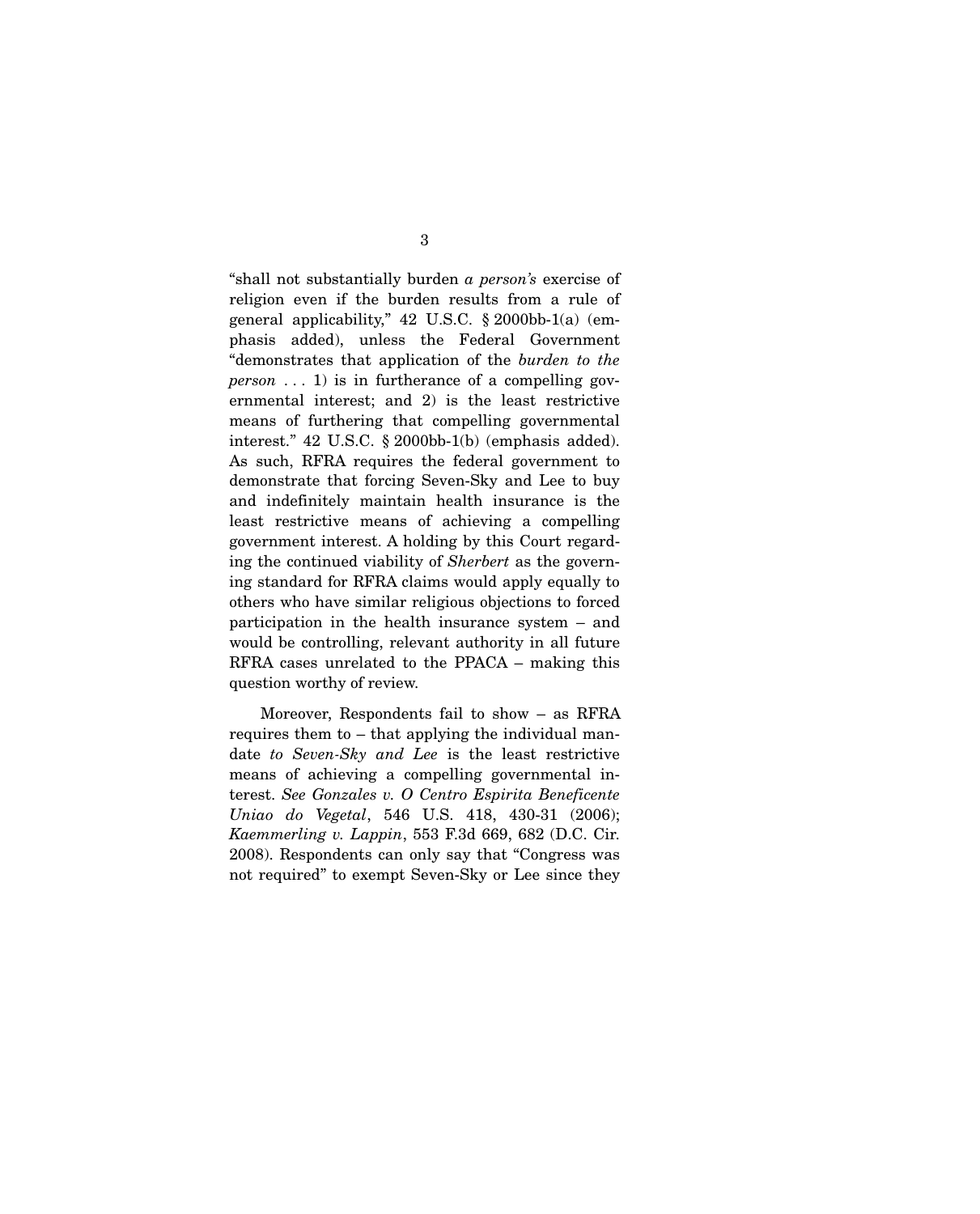"shall not substantially burden *a person's* exercise of religion even if the burden results from a rule of general applicability," 42 U.S.C. § 2000bb-1(a) (emphasis added), unless the Federal Government "demonstrates that application of the *burden to the person* . . . 1) is in furtherance of a compelling governmental interest; and 2) is the least restrictive means of furthering that compelling governmental interest." 42 U.S.C. § 2000bb-1(b) (emphasis added). As such, RFRA requires the federal government to demonstrate that forcing Seven-Sky and Lee to buy and indefinitely maintain health insurance is the least restrictive means of achieving a compelling government interest. A holding by this Court regarding the continued viability of *Sherbert* as the governing standard for RFRA claims would apply equally to others who have similar religious objections to forced participation in the health insurance system – and would be controlling, relevant authority in all future RFRA cases unrelated to the PPACA – making this question worthy of review.

Moreover, Respondents fail to show – as RFRA requires them to – that applying the individual mandate *to Seven-Sky and Lee* is the least restrictive means of achieving a compelling governmental interest. *See Gonzales v. O Centro Espirita Beneficente Uniao do Vegetal*, 546 U.S. 418, 430-31 (2006); *Kaemmerling v. Lappin*, 553 F.3d 669, 682 (D.C. Cir. 2008). Respondents can only say that "Congress was not required" to exempt Seven-Sky or Lee since they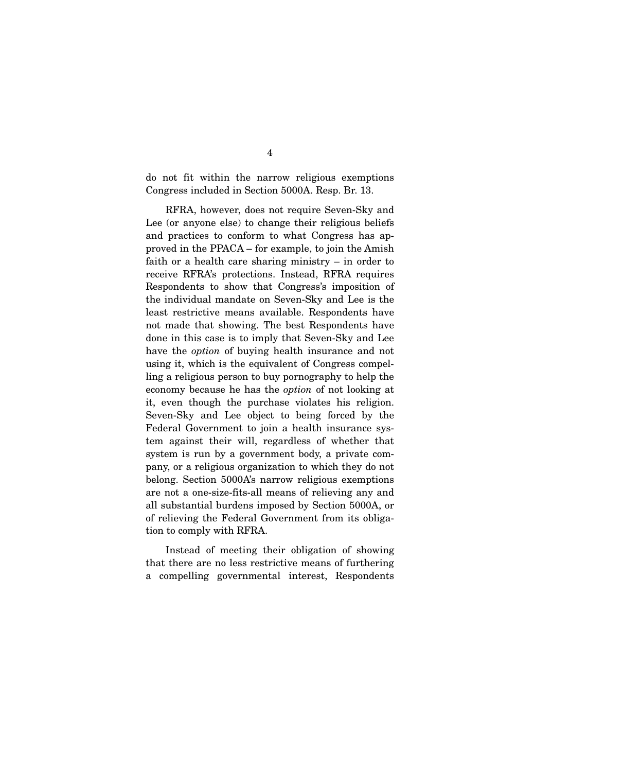do not fit within the narrow religious exemptions Congress included in Section 5000A. Resp. Br. 13.

RFRA, however, does not require Seven-Sky and Lee (or anyone else) to change their religious beliefs and practices to conform to what Congress has approved in the PPACA – for example, to join the Amish faith or a health care sharing ministry – in order to receive RFRA's protections. Instead, RFRA requires Respondents to show that Congress's imposition of the individual mandate on Seven-Sky and Lee is the least restrictive means available. Respondents have not made that showing. The best Respondents have done in this case is to imply that Seven-Sky and Lee have the *option* of buying health insurance and not using it, which is the equivalent of Congress compelling a religious person to buy pornography to help the economy because he has the *option* of not looking at it, even though the purchase violates his religion. Seven-Sky and Lee object to being forced by the Federal Government to join a health insurance system against their will, regardless of whether that system is run by a government body, a private company, or a religious organization to which they do not belong. Section 5000A's narrow religious exemptions are not a one-size-fits-all means of relieving any and all substantial burdens imposed by Section 5000A, or of relieving the Federal Government from its obligation to comply with RFRA.

Instead of meeting their obligation of showing that there are no less restrictive means of furthering a compelling governmental interest, Respondents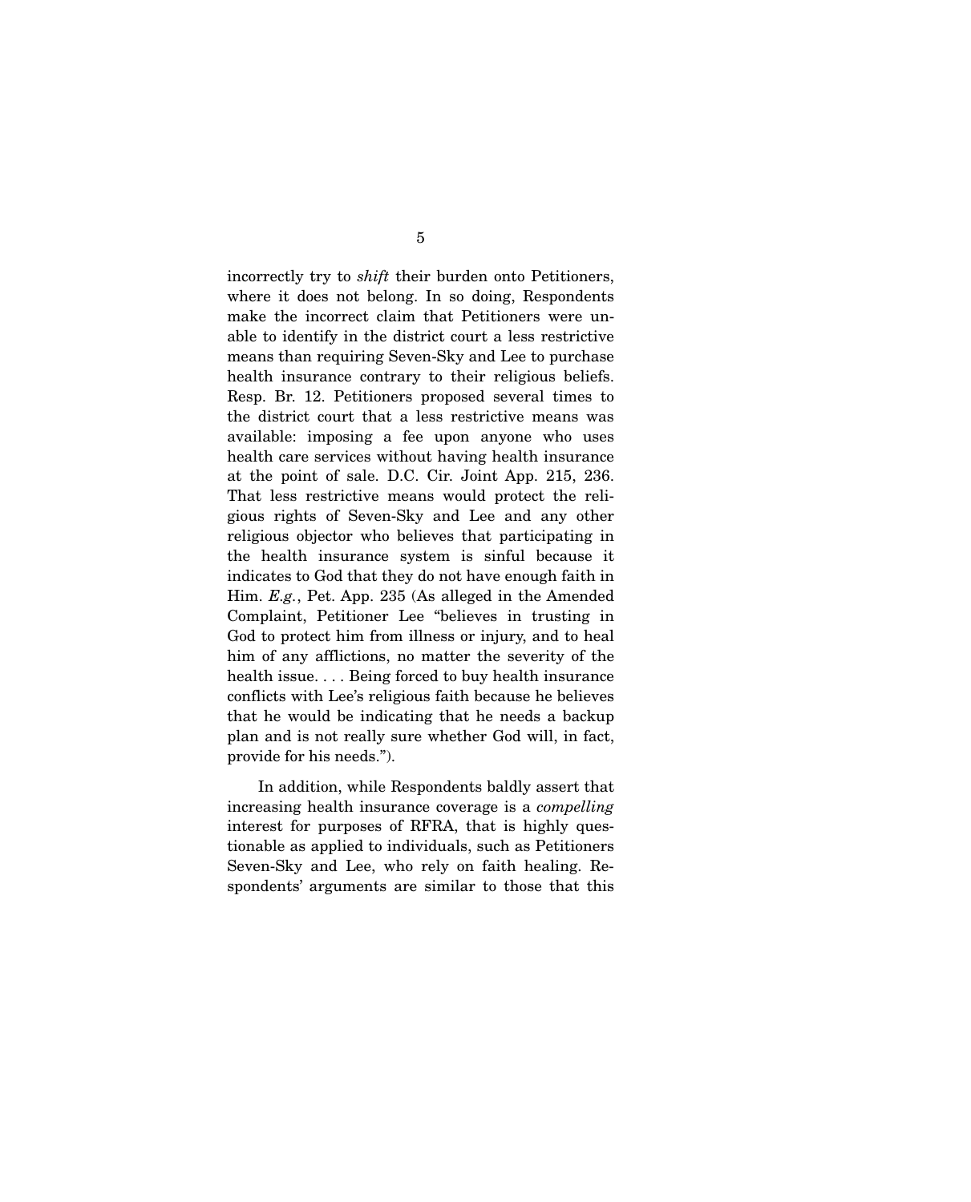incorrectly try to *shift* their burden onto Petitioners, where it does not belong. In so doing, Respondents make the incorrect claim that Petitioners were unable to identify in the district court a less restrictive means than requiring Seven-Sky and Lee to purchase health insurance contrary to their religious beliefs. Resp. Br. 12. Petitioners proposed several times to the district court that a less restrictive means was available: imposing a fee upon anyone who uses health care services without having health insurance at the point of sale. D.C. Cir. Joint App. 215, 236. That less restrictive means would protect the religious rights of Seven-Sky and Lee and any other religious objector who believes that participating in the health insurance system is sinful because it indicates to God that they do not have enough faith in Him. *E.g.*, Pet. App. 235 (As alleged in the Amended Complaint, Petitioner Lee "believes in trusting in God to protect him from illness or injury, and to heal him of any afflictions, no matter the severity of the health issue. . . . Being forced to buy health insurance conflicts with Lee's religious faith because he believes that he would be indicating that he needs a backup plan and is not really sure whether God will, in fact, provide for his needs.").

In addition, while Respondents baldly assert that increasing health insurance coverage is a *compelling* interest for purposes of RFRA, that is highly questionable as applied to individuals, such as Petitioners Seven-Sky and Lee, who rely on faith healing. Respondents' arguments are similar to those that this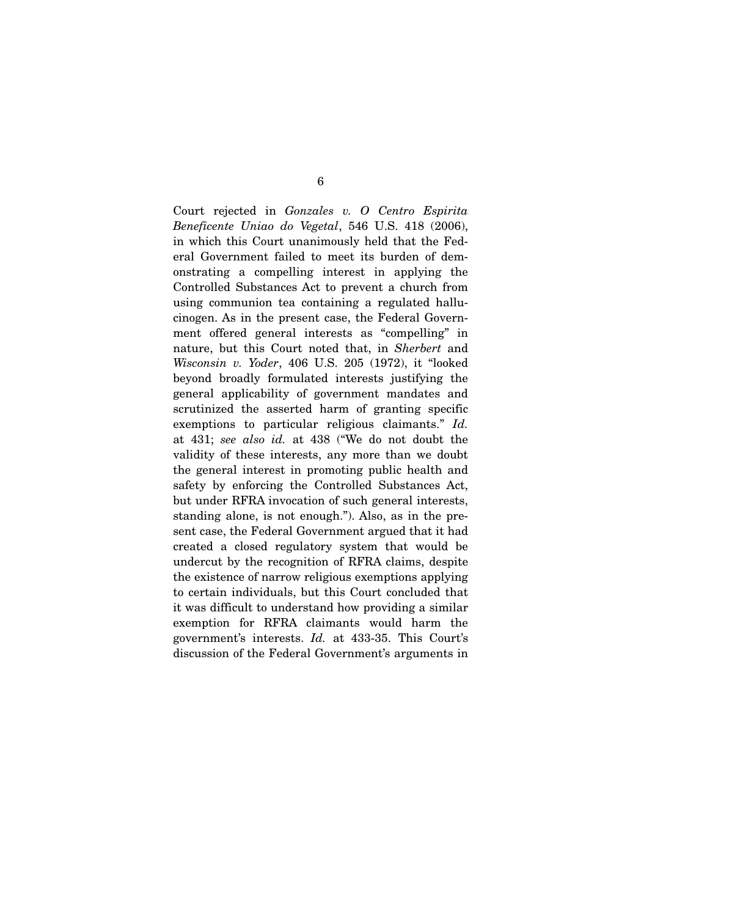Court rejected in *Gonzales v. O Centro Espirita Beneficente Uniao do Vegetal*, 546 U.S. 418 (2006), in which this Court unanimously held that the Federal Government failed to meet its burden of demonstrating a compelling interest in applying the Controlled Substances Act to prevent a church from using communion tea containing a regulated hallucinogen. As in the present case, the Federal Government offered general interests as "compelling" in nature, but this Court noted that, in *Sherbert* and *Wisconsin v. Yoder*, 406 U.S. 205 (1972), it "looked beyond broadly formulated interests justifying the general applicability of government mandates and scrutinized the asserted harm of granting specific exemptions to particular religious claimants." *Id.* at 431; *see also id.* at 438 ("We do not doubt the validity of these interests, any more than we doubt the general interest in promoting public health and safety by enforcing the Controlled Substances Act, but under RFRA invocation of such general interests, standing alone, is not enough."). Also, as in the present case, the Federal Government argued that it had created a closed regulatory system that would be undercut by the recognition of RFRA claims, despite the existence of narrow religious exemptions applying to certain individuals, but this Court concluded that it was difficult to understand how providing a similar exemption for RFRA claimants would harm the government's interests. *Id.* at 433-35. This Court's discussion of the Federal Government's arguments in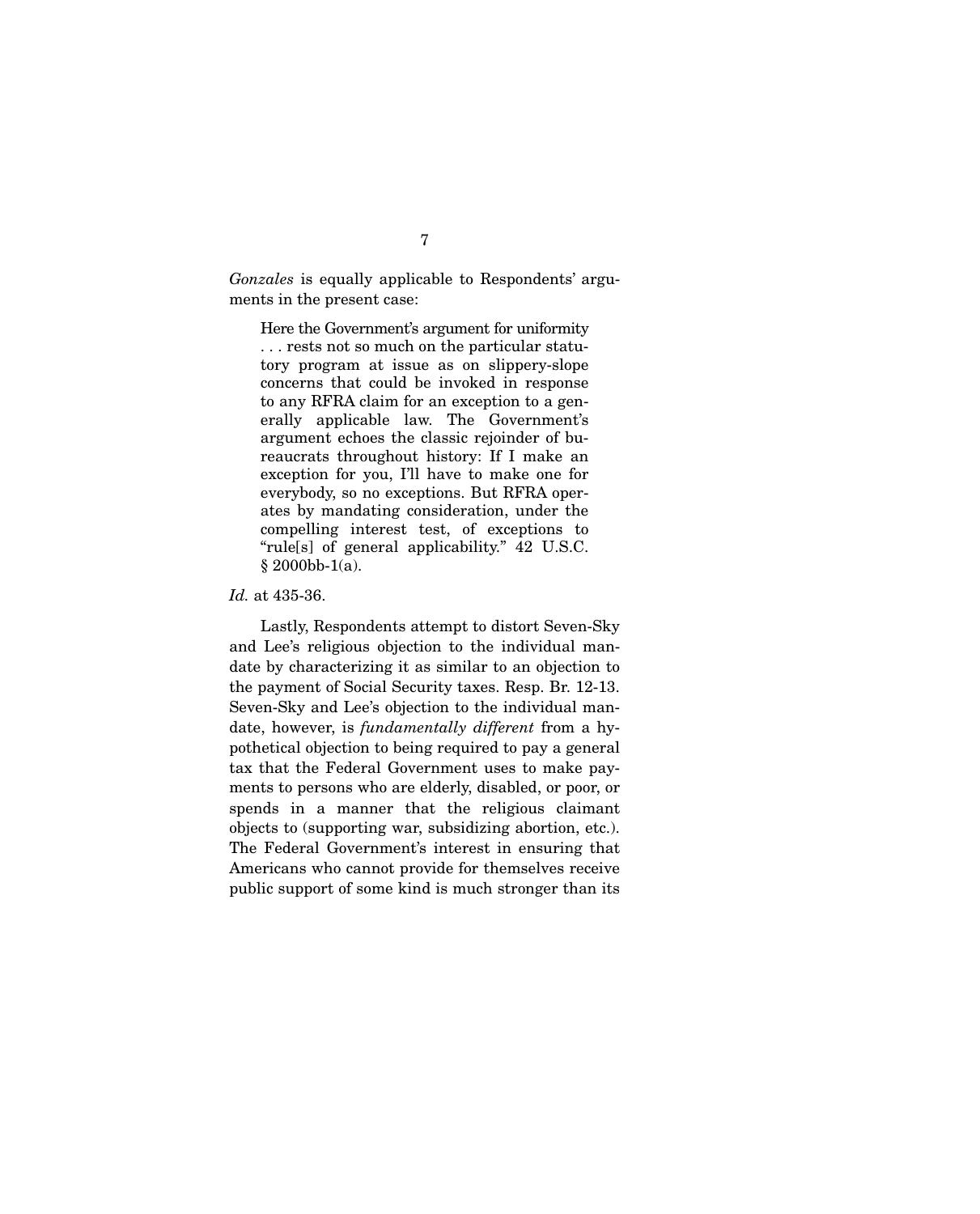*Gonzales* is equally applicable to Respondents' arguments in the present case:

> Here the Government's argument for uniformity . . . rests not so much on the particular statutory program at issue as on slippery-slope concerns that could be invoked in response to any RFRA claim for an exception to a generally applicable law. The Government's argument echoes the classic rejoinder of bureaucrats throughout history: If I make an exception for you, I'll have to make one for everybody, so no exceptions. But RFRA operates by mandating consideration, under the compelling interest test, of exceptions to "rule[s] of general applicability." 42 U.S.C. § 2000bb-1(a).

*Id.* at 435-36.

Lastly, Respondents attempt to distort Seven-Sky and Lee's religious objection to the individual mandate by characterizing it as similar to an objection to the payment of Social Security taxes. Resp. Br. 12-13. Seven-Sky and Lee's objection to the individual mandate, however, is *fundamentally different* from a hypothetical objection to being required to pay a general tax that the Federal Government uses to make payments to persons who are elderly, disabled, or poor, or spends in a manner that the religious claimant objects to (supporting war, subsidizing abortion, etc.). The Federal Government's interest in ensuring that Americans who cannot provide for themselves receive public support of some kind is much stronger than its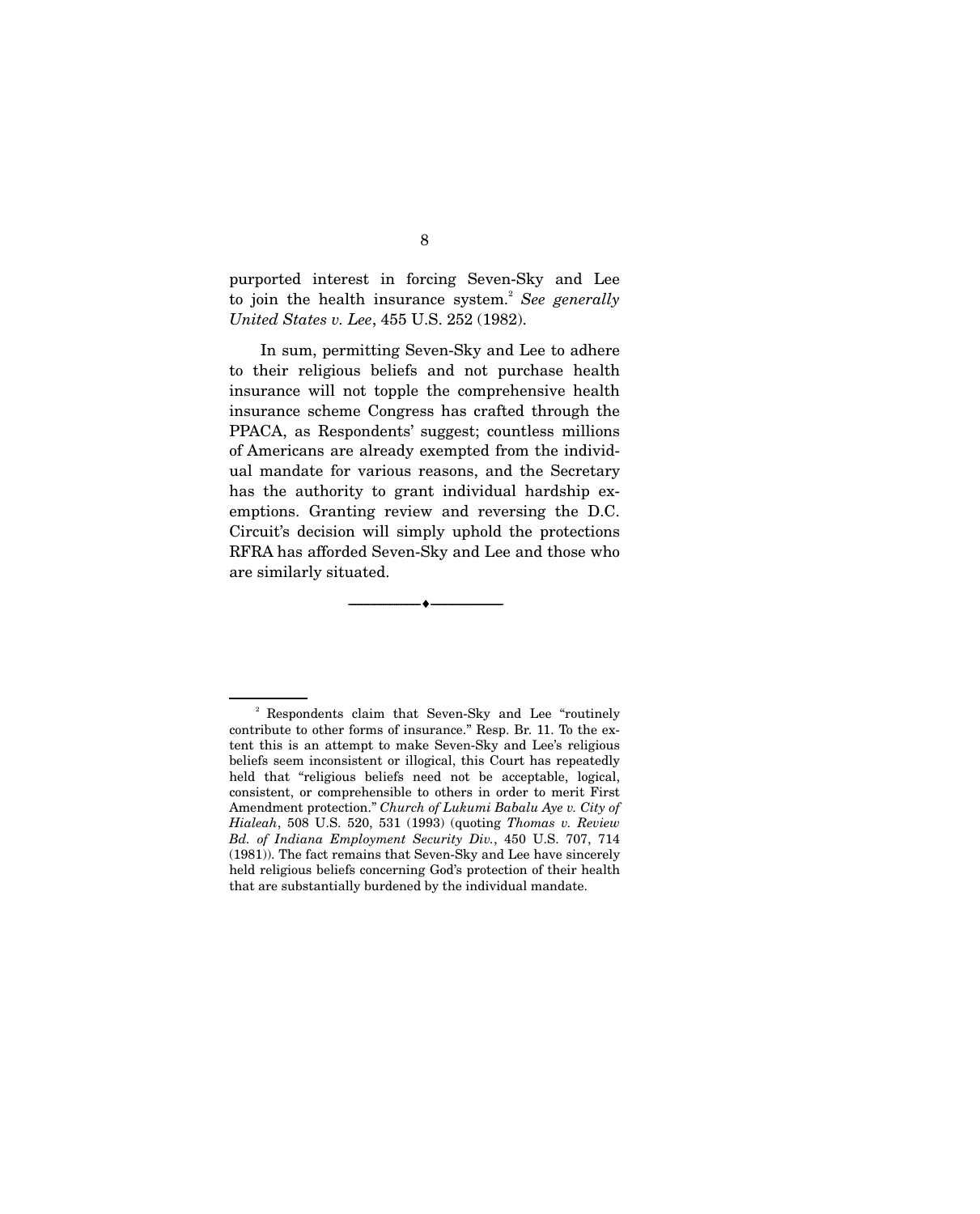purported interest in forcing Seven-Sky and Lee to join the health insurance system.[2] *See generally United States v. Lee*, 455 U.S. 252 (1982).

In sum, permitting Seven-Sky and Lee to adhere to their religious beliefs and not purchase health insurance will not topple the comprehensive health insurance scheme Congress has crafted through the PPACA, as Respondents' suggest; countless millions of Americans are already exempted from the individual mandate for various reasons, and the Secretary has the authority to grant individual hardship exemptions. Granting review and reversing the D.C. Circuit's decision will simply uphold the protections RFRA has afforded Seven-Sky and Lee and those who are similarly situated.

---

[2] Respondents claim that Seven-Sky and Lee "routinely contribute to other forms of insurance." Resp. Br. 11. To the extent this is an attempt to make Seven-Sky and Lee's religious beliefs seem inconsistent or illogical, this Court has repeatedly held that "religious beliefs need not be acceptable, logical, consistent, or comprehensible to others in order to merit First Amendment protection." *Church of Lukumi Babalu Aye v. City of Hialeah*, 508 U.S. 520, 531 (1993) (quoting *Thomas v. Review Bd. of Indiana Employment Security Div.*, 450 U.S. 707, 714 (1981)). The fact remains that Seven-Sky and Lee have sincerely held religious beliefs concerning God's protection of their health that are substantially burdened by the individual mandate.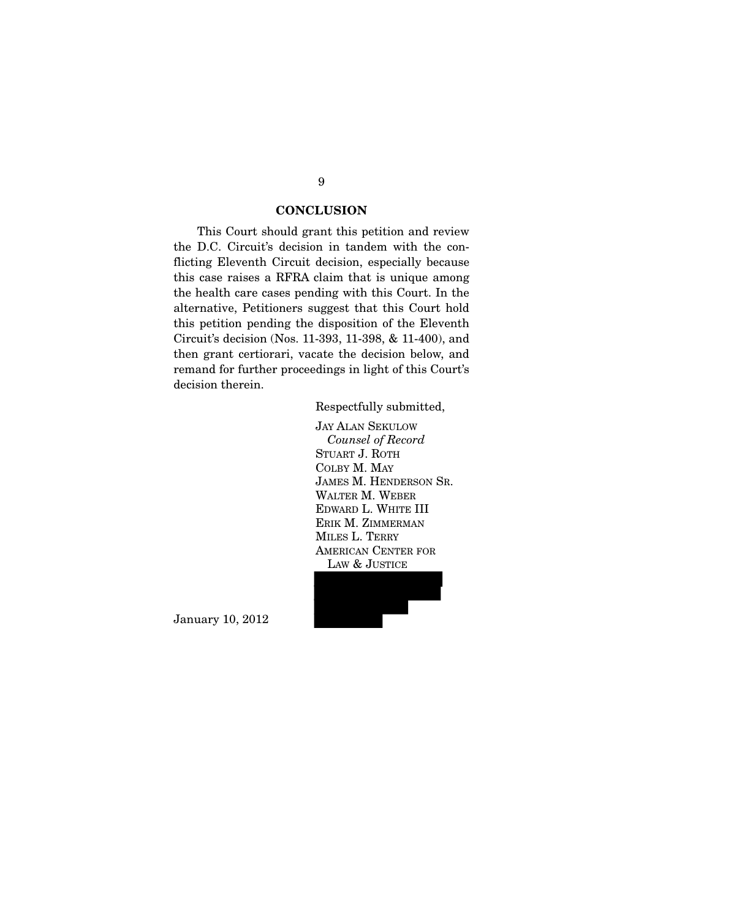## CONCLUSION

This Court should grant this petition and review the D.C. Circuit's decision in tandem with the conflicting Eleventh Circuit decision, especially because this case raises a RFRA claim that is unique among the health care cases pending with this Court. In the alternative, Petitioners suggest that this Court hold this petition pending the disposition of the Eleventh Circuit's decision (Nos. 11-393, 11-398, & 11-400), and then grant certiorari, vacate the decision below, and remand for further proceedings in light of this Court's decision therein.

Respectfully submitted,

JAY ALAN SEKULOW
*Counsel of Record*
STUART J. ROTH
COLBY M. MAY
JAMES M. HENDERSON SR.
WALTER M. WEBER
EDWARD L. WHITE III
ERIK M. ZIMMERMAN
MILES L. TERRY
AMERICAN CENTER FOR
LAW & JUSTICE

January 10, 2012